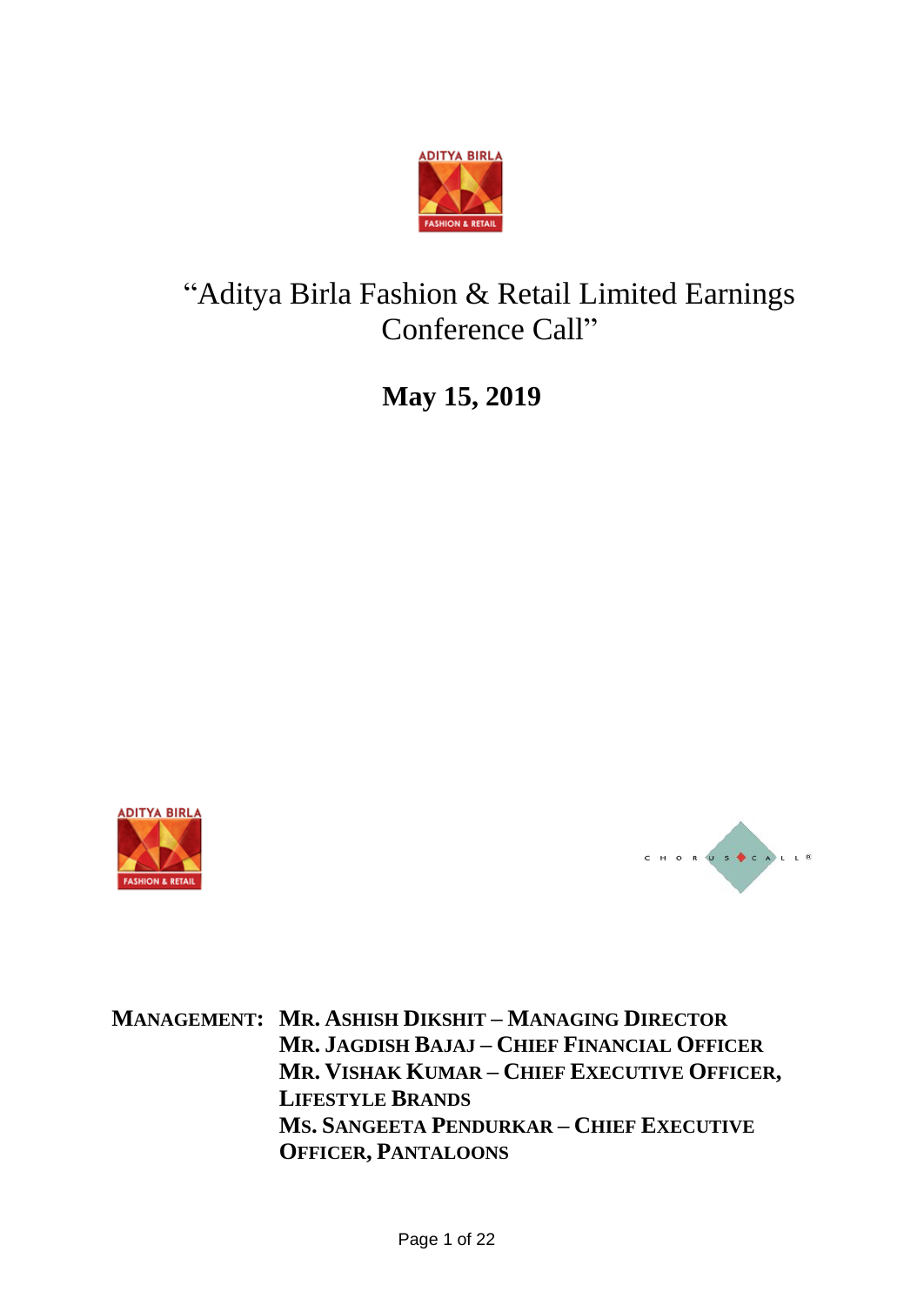# "Aditya Birla Fashion & Retail Limited Earnings Conference Call"

**May 15, 2019**

**MANAGEMENT:** **MR. ASHISH DIKSHIT – MANAGING DIRECTOR**
**MR. JAGDISH BAJAJ – CHIEF FINANCIAL OFFICER**
**MR. VISHAK KUMAR – CHIEF EXECUTIVE OFFICER, LIFESTYLE BRANDS**
**MS. SANGEETA PENDURKAR – CHIEF EXECUTIVE OFFICER, PANTALOONS**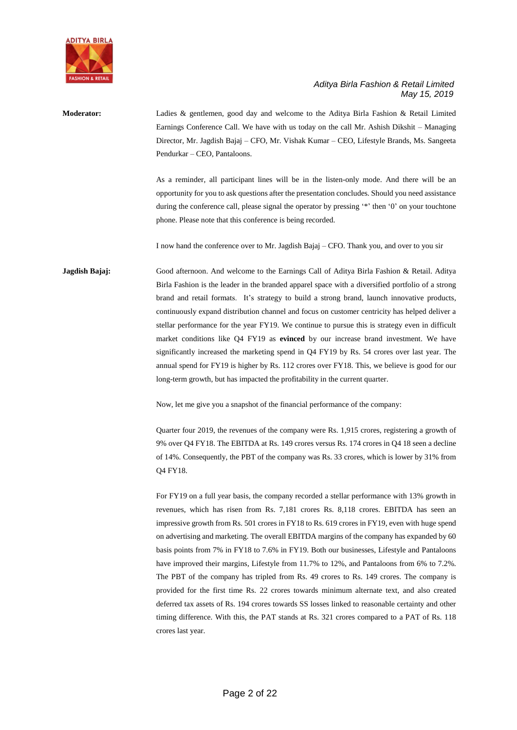**Moderator:** Ladies & gentlemen, good day and welcome to the Aditya Birla Fashion & Retail Limited Earnings Conference Call. We have with us today on the call Mr. Ashish Dikshit – Managing Director, Mr. Jagdish Bajaj – CFO, Mr. Vishak Kumar – CEO, Lifestyle Brands, Ms. Sangeeta Pendurkar – CEO, Pantaloons.

As a reminder, all participant lines will be in the listen-only mode. And there will be an opportunity for you to ask questions after the presentation concludes. Should you need assistance during the conference call, please signal the operator by pressing '*' then '0' on your touchtone phone. Please note that this conference is being recorded.

I now hand the conference over to Mr. Jagdish Bajaj – CFO. Thank you, and over to you sir

**Jagdish Bajaj:** Good afternoon. And welcome to the Earnings Call of Aditya Birla Fashion & Retail. Aditya Birla Fashion is the leader in the branded apparel space with a diversified portfolio of a strong brand and retail formats. It's strategy to build a strong brand, launch innovative products, continuously expand distribution channel and focus on customer centricity has helped deliver a stellar performance for the year FY19. We continue to pursue this is strategy even in difficult market conditions like Q4 FY19 as **evinced** by our increase brand investment. We have significantly increased the marketing spend in Q4 FY19 by Rs. 54 crores over last year. The annual spend for FY19 is higher by Rs. 112 crores over FY18. This, we believe is good for our long-term growth, but has impacted the profitability in the current quarter.

Now, let me give you a snapshot of the financial performance of the company:

Quarter four 2019, the revenues of the company were Rs. 1,915 crores, registering a growth of 9% over Q4 FY18. The EBITDA at Rs. 149 crores versus Rs. 174 crores in Q4 18 seen a decline of 14%. Consequently, the PBT of the company was Rs. 33 crores, which is lower by 31% from Q4 FY18.

For FY19 on a full year basis, the company recorded a stellar performance with 13% growth in revenues, which has risen from Rs. 7,181 crores Rs. 8,118 crores. EBITDA has seen an impressive growth from Rs. 501 crores in FY18 to Rs. 619 crores in FY19, even with huge spend on advertising and marketing. The overall EBITDA margins of the company has expanded by 60 basis points from 7% in FY18 to 7.6% in FY19. Both our businesses, Lifestyle and Pantaloons have improved their margins, Lifestyle from 11.7% to 12%, and Pantaloons from 6% to 7.2%. The PBT of the company has tripled from Rs. 49 crores to Rs. 149 crores. The company is provided for the first time Rs. 22 crores towards minimum alternate text, and also created deferred tax assets of Rs. 194 crores towards SS losses linked to reasonable certainty and other timing difference. With this, the PAT stands at Rs. 321 crores compared to a PAT of Rs. 118 crores last year.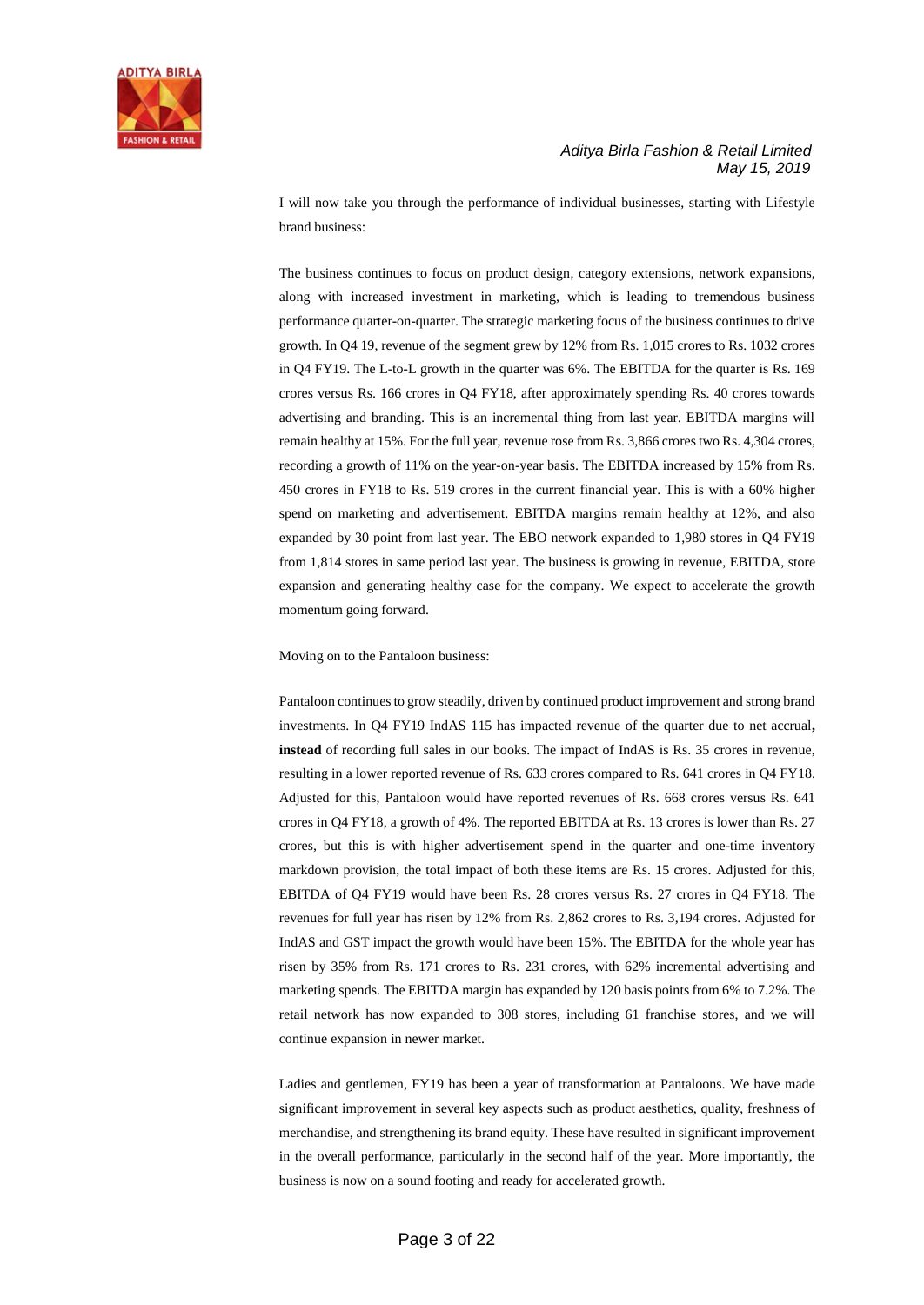I will now take you through the performance of individual businesses, starting with Lifestyle brand business:

The business continues to focus on product design, category extensions, network expansions, along with increased investment in marketing, which is leading to tremendous business performance quarter-on-quarter. The strategic marketing focus of the business continues to drive growth. In Q4 19, revenue of the segment grew by 12% from Rs. 1,015 crores to Rs. 1032 crores in Q4 FY19. The L-to-L growth in the quarter was 6%. The EBITDA for the quarter is Rs. 169 crores versus Rs. 166 crores in Q4 FY18, after approximately spending Rs. 40 crores towards advertising and branding. This is an incremental thing from last year. EBITDA margins will remain healthy at 15%. For the full year, revenue rose from Rs. 3,866 crores two Rs. 4,304 crores, recording a growth of 11% on the year-on-year basis. The EBITDA increased by 15% from Rs. 450 crores in FY18 to Rs. 519 crores in the current financial year. This is with a 60% higher spend on marketing and advertisement. EBITDA margins remain healthy at 12%, and also expanded by 30 point from last year. The EBO network expanded to 1,980 stores in Q4 FY19 from 1,814 stores in same period last year. The business is growing in revenue, EBITDA, store expansion and generating healthy case for the company. We expect to accelerate the growth momentum going forward.

Moving on to the Pantaloon business:

Pantaloon continues to grow steadily, driven by continued product improvement and strong brand investments. In Q4 FY19 IndAS 115 has impacted revenue of the quarter due to net accrual**, instead** of recording full sales in our books. The impact of IndAS is Rs. 35 crores in revenue, resulting in a lower reported revenue of Rs. 633 crores compared to Rs. 641 crores in Q4 FY18. Adjusted for this, Pantaloon would have reported revenues of Rs. 668 crores versus Rs. 641 crores in Q4 FY18, a growth of 4%. The reported EBITDA at Rs. 13 crores is lower than Rs. 27 crores, but this is with higher advertisement spend in the quarter and one-time inventory markdown provision, the total impact of both these items are Rs. 15 crores. Adjusted for this, EBITDA of Q4 FY19 would have been Rs. 28 crores versus Rs. 27 crores in Q4 FY18. The revenues for full year has risen by 12% from Rs. 2,862 crores to Rs. 3,194 crores. Adjusted for IndAS and GST impact the growth would have been 15%. The EBITDA for the whole year has risen by 35% from Rs. 171 crores to Rs. 231 crores, with 62% incremental advertising and marketing spends. The EBITDA margin has expanded by 120 basis points from 6% to 7.2%. The retail network has now expanded to 308 stores, including 61 franchise stores, and we will continue expansion in newer market.

Ladies and gentlemen, FY19 has been a year of transformation at Pantaloons. We have made significant improvement in several key aspects such as product aesthetics, quality, freshness of merchandise, and strengthening its brand equity. These have resulted in significant improvement in the overall performance, particularly in the second half of the year. More importantly, the business is now on a sound footing and ready for accelerated growth.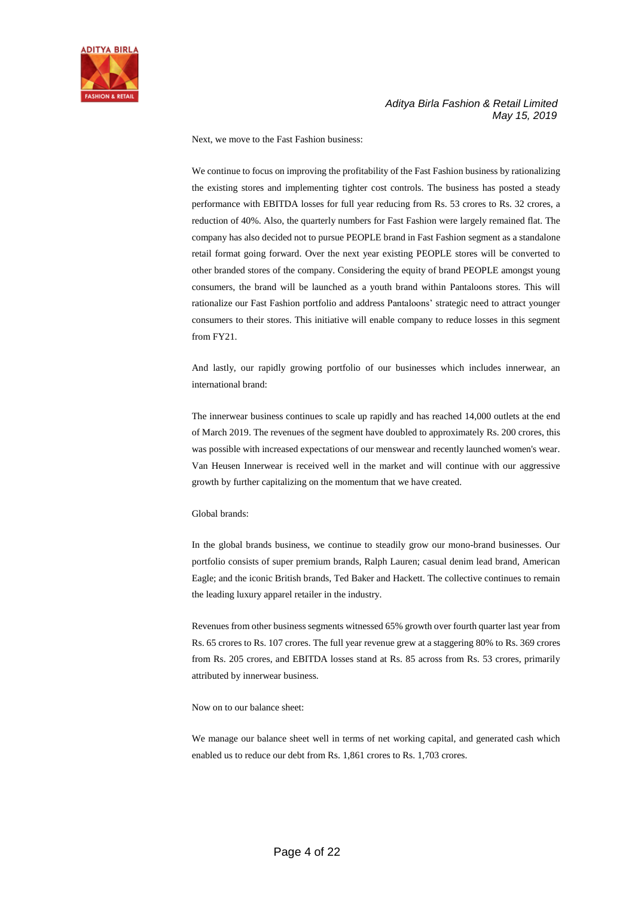Next, we move to the Fast Fashion business:

We continue to focus on improving the profitability of the Fast Fashion business by rationalizing the existing stores and implementing tighter cost controls. The business has posted a steady performance with EBITDA losses for full year reducing from Rs. 53 crores to Rs. 32 crores, a reduction of 40%. Also, the quarterly numbers for Fast Fashion were largely remained flat. The company has also decided not to pursue PEOPLE brand in Fast Fashion segment as a standalone retail format going forward. Over the next year existing PEOPLE stores will be converted to other branded stores of the company. Considering the equity of brand PEOPLE amongst young consumers, the brand will be launched as a youth brand within Pantaloons stores. This will rationalize our Fast Fashion portfolio and address Pantaloons' strategic need to attract younger consumers to their stores. This initiative will enable company to reduce losses in this segment from FY21.

And lastly, our rapidly growing portfolio of our businesses which includes innerwear, an international brand:

The innerwear business continues to scale up rapidly and has reached 14,000 outlets at the end of March 2019. The revenues of the segment have doubled to approximately Rs. 200 crores, this was possible with increased expectations of our menswear and recently launched women's wear. Van Heusen Innerwear is received well in the market and will continue with our aggressive growth by further capitalizing on the momentum that we have created.

Global brands:

In the global brands business, we continue to steadily grow our mono-brand businesses. Our portfolio consists of super premium brands, Ralph Lauren; casual denim lead brand, American Eagle; and the iconic British brands, Ted Baker and Hackett. The collective continues to remain the leading luxury apparel retailer in the industry.

Revenues from other business segments witnessed 65% growth over fourth quarter last year from Rs. 65 crores to Rs. 107 crores. The full year revenue grew at a staggering 80% to Rs. 369 crores from Rs. 205 crores, and EBITDA losses stand at Rs. 85 across from Rs. 53 crores, primarily attributed by innerwear business.

Now on to our balance sheet:

We manage our balance sheet well in terms of net working capital, and generated cash which enabled us to reduce our debt from Rs. 1,861 crores to Rs. 1,703 crores.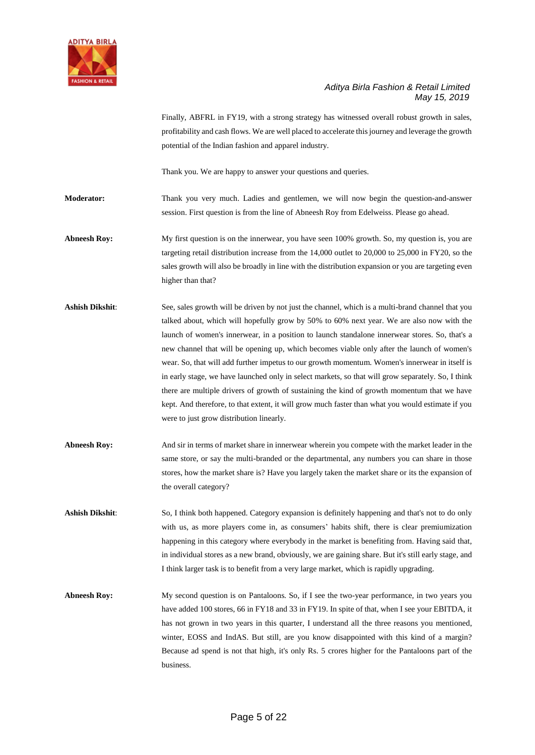Finally, ABFRL in FY19, with a strong strategy has witnessed overall robust growth in sales, profitability and cash flows. We are well placed to accelerate this journey and leverage the growth potential of the Indian fashion and apparel industry.

Thank you. We are happy to answer your questions and queries.

**Moderator:** Thank you very much. Ladies and gentlemen, we will now begin the question-and-answer session. First question is from the line of Abneesh Roy from Edelweiss. Please go ahead.

**Abneesh Roy:** My first question is on the innerwear, you have seen 100% growth. So, my question is, you are targeting retail distribution increase from the 14,000 outlet to 20,000 to 25,000 in FY20, so the sales growth will also be broadly in line with the distribution expansion or you are targeting even higher than that?

**Ashish Dikshit**: See, sales growth will be driven by not just the channel, which is a multi-brand channel that you talked about, which will hopefully grow by 50% to 60% next year. We are also now with the launch of women's innerwear, in a position to launch standalone innerwear stores. So, that's a new channel that will be opening up, which becomes viable only after the launch of women's wear. So, that will add further impetus to our growth momentum. Women's innerwear in itself is in early stage, we have launched only in select markets, so that will grow separately. So, I think there are multiple drivers of growth of sustaining the kind of growth momentum that we have kept. And therefore, to that extent, it will grow much faster than what you would estimate if you were to just grow distribution linearly.

**Abneesh Roy:** And sir in terms of market share in innerwear wherein you compete with the market leader in the same store, or say the multi-branded or the departmental, any numbers you can share in those stores, how the market share is? Have you largely taken the market share or its the expansion of the overall category?

**Ashish Dikshit**: So, I think both happened. Category expansion is definitely happening and that's not to do only with us, as more players come in, as consumers' habits shift, there is clear premiumization happening in this category where everybody in the market is benefiting from. Having said that, in individual stores as a new brand, obviously, we are gaining share. But it's still early stage, and I think larger task is to benefit from a very large market, which is rapidly upgrading.

**Abneesh Roy:** My second question is on Pantaloons. So, if I see the two-year performance, in two years you have added 100 stores, 66 in FY18 and 33 in FY19. In spite of that, when I see your EBITDA, it has not grown in two years in this quarter, I understand all the three reasons you mentioned, winter, EOSS and IndAS. But still, are you know disappointed with this kind of a margin? Because ad spend is not that high, it's only Rs. 5 crores higher for the Pantaloons part of the business.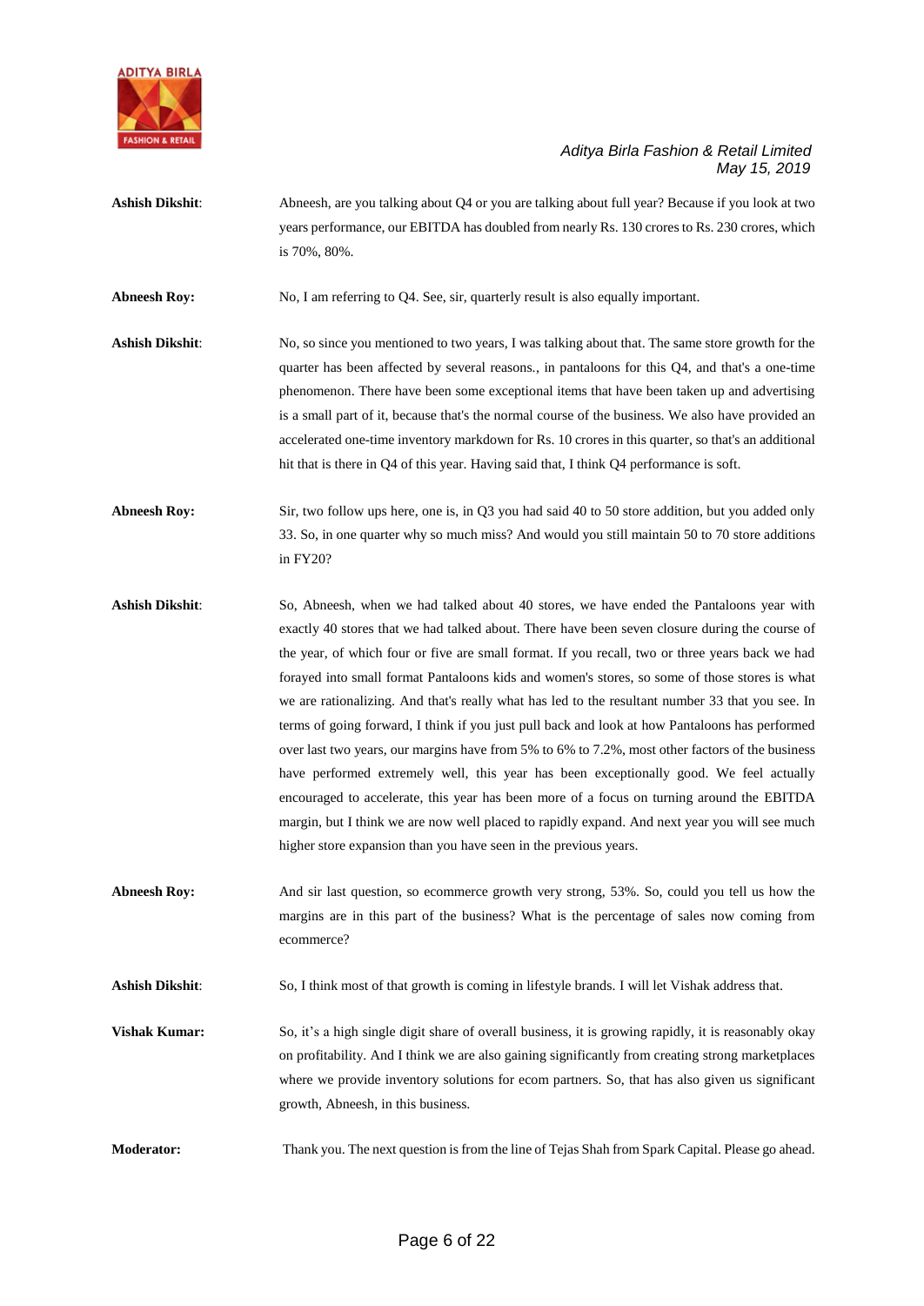**Ashish Dikshit**: Abneesh, are you talking about Q4 or you are talking about full year? Because if you look at two years performance, our EBITDA has doubled from nearly Rs. 130 crores to Rs. 230 crores, which is 70%, 80%.

**Abneesh Roy:** No, I am referring to Q4. See, sir, quarterly result is also equally important.

**Ashish Dikshit**: No, so since you mentioned to two years, I was talking about that. The same store growth for the quarter has been affected by several reasons., in pantaloons for this Q4, and that's a one-time phenomenon. There have been some exceptional items that have been taken up and advertising is a small part of it, because that's the normal course of the business. We also have provided an accelerated one-time inventory markdown for Rs. 10 crores in this quarter, so that's an additional hit that is there in Q4 of this year. Having said that, I think Q4 performance is soft.

**Abneesh Roy:** Sir, two follow ups here, one is, in Q3 you had said 40 to 50 store addition, but you added only 33. So, in one quarter why so much miss? And would you still maintain 50 to 70 store additions in FY20?

**Ashish Dikshit**: So, Abneesh, when we had talked about 40 stores, we have ended the Pantaloons year with exactly 40 stores that we had talked about. There have been seven closure during the course of the year, of which four or five are small format. If you recall, two or three years back we had forayed into small format Pantaloons kids and women's stores, so some of those stores is what we are rationalizing. And that's really what has led to the resultant number 33 that you see. In terms of going forward, I think if you just pull back and look at how Pantaloons has performed over last two years, our margins have from 5% to 6% to 7.2%, most other factors of the business have performed extremely well, this year has been exceptionally good. We feel actually encouraged to accelerate, this year has been more of a focus on turning around the EBITDA margin, but I think we are now well placed to rapidly expand. And next year you will see much higher store expansion than you have seen in the previous years.

**Abneesh Roy:** And sir last question, so ecommerce growth very strong, 53%. So, could you tell us how the margins are in this part of the business? What is the percentage of sales now coming from ecommerce?

**Ashish Dikshit**: So, I think most of that growth is coming in lifestyle brands. I will let Vishak address that.

**Vishak Kumar:** So, it's a high single digit share of overall business, it is growing rapidly, it is reasonably okay on profitability. And I think we are also gaining significantly from creating strong marketplaces where we provide inventory solutions for ecom partners. So, that has also given us significant growth, Abneesh, in this business.

**Moderator:** Thank you. The next question is from the line of Tejas Shah from Spark Capital. Please go ahead.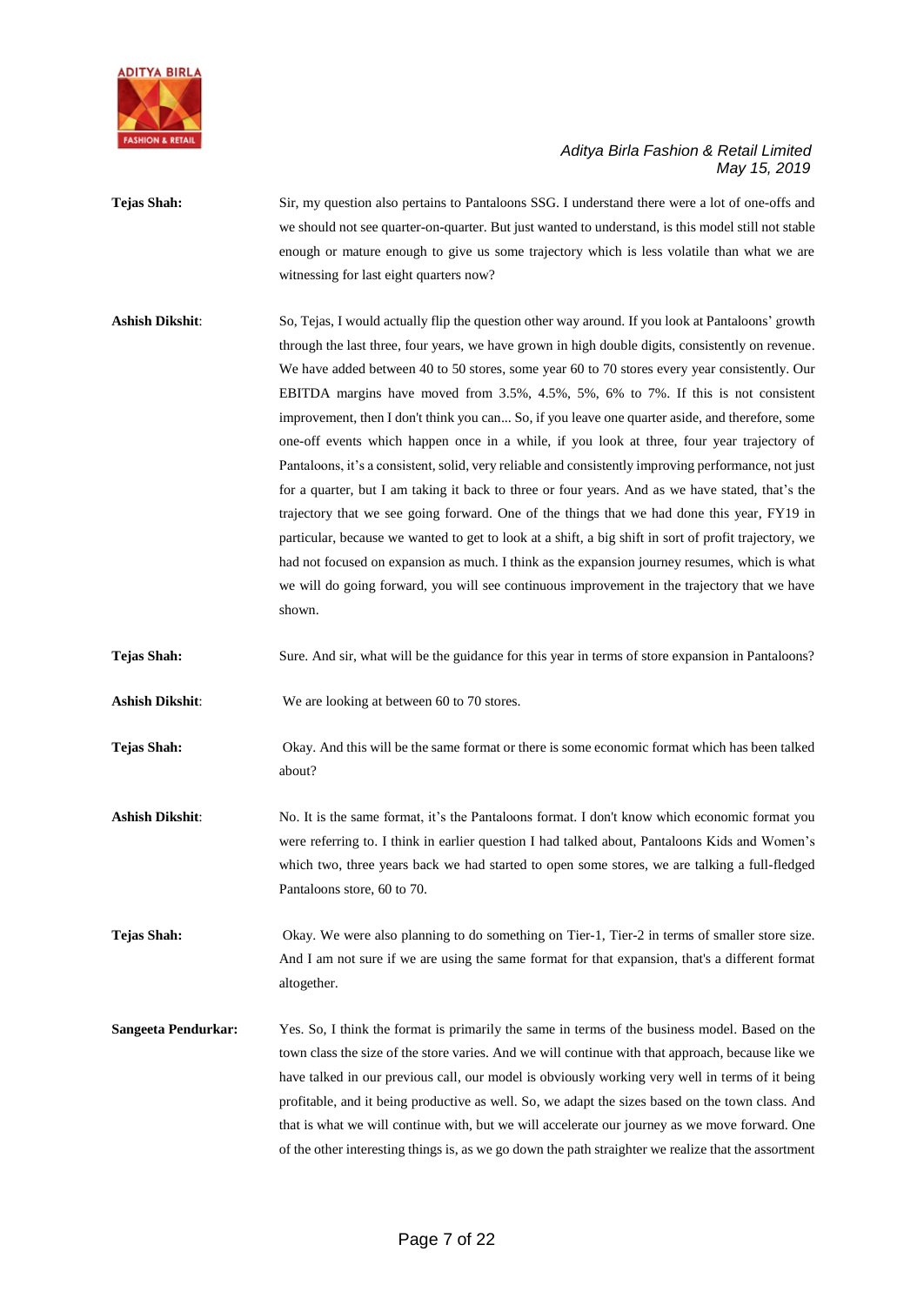**Tejas Shah:** Sir, my question also pertains to Pantaloons SSG. I understand there were a lot of one-offs and we should not see quarter-on-quarter. But just wanted to understand, is this model still not stable enough or mature enough to give us some trajectory which is less volatile than what we are witnessing for last eight quarters now?

**Ashish Dikshit:** So, Tejas, I would actually flip the question other way around. If you look at Pantaloons' growth through the last three, four years, we have grown in high double digits, consistently on revenue. We have added between 40 to 50 stores, some year 60 to 70 stores every year consistently. Our EBITDA margins have moved from 3.5%, 4.5%, 5%, 6% to 7%. If this is not consistent improvement, then I don't think you can... So, if you leave one quarter aside, and therefore, some one-off events which happen once in a while, if you look at three, four year trajectory of Pantaloons, it's a consistent, solid, very reliable and consistently improving performance, not just for a quarter, but I am taking it back to three or four years. And as we have stated, that's the trajectory that we see going forward. One of the things that we had done this year, FY19 in particular, because we wanted to get to look at a shift, a big shift in sort of profit trajectory, we had not focused on expansion as much. I think as the expansion journey resumes, which is what we will do going forward, you will see continuous improvement in the trajectory that we have shown.

**Tejas Shah:** Sure. And sir, what will be the guidance for this year in terms of store expansion in Pantaloons?

**Ashish Dikshit:** We are looking at between 60 to 70 stores.

**Tejas Shah:** Okay. And this will be the same format or there is some economic format which has been talked about?

**Ashish Dikshit:** No. It is the same format, it's the Pantaloons format. I don't know which economic format you were referring to. I think in earlier question I had talked about, Pantaloons Kids and Women's which two, three years back we had started to open some stores, we are talking a full-fledged Pantaloons store, 60 to 70.

**Tejas Shah:** Okay. We were also planning to do something on Tier-1, Tier-2 in terms of smaller store size. And I am not sure if we are using the same format for that expansion, that's a different format altogether.

**Sangeeta Pendurkar:** Yes. So, I think the format is primarily the same in terms of the business model. Based on the town class the size of the store varies. And we will continue with that approach, because like we have talked in our previous call, our model is obviously working very well in terms of it being profitable, and it being productive as well. So, we adapt the sizes based on the town class. And that is what we will continue with, but we will accelerate our journey as we move forward. One of the other interesting things is, as we go down the path straighter we realize that the assortment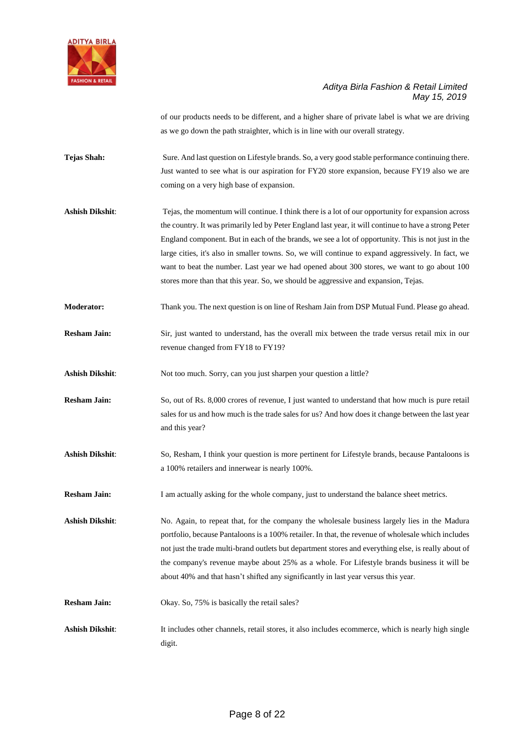of our products needs to be different, and a higher share of private label is what we are driving as we go down the path straighter, which is in line with our overall strategy.

**Tejas Shah:** Sure. And last question on Lifestyle brands. So, a very good stable performance continuing there. Just wanted to see what is our aspiration for FY20 store expansion, because FY19 also we are coming on a very high base of expansion.

**Ashish Dikshit**: Tejas, the momentum will continue. I think there is a lot of our opportunity for expansion across the country. It was primarily led by Peter England last year, it will continue to have a strong Peter England component. But in each of the brands, we see a lot of opportunity. This is not just in the large cities, it's also in smaller towns. So, we will continue to expand aggressively. In fact, we want to beat the number. Last year we had opened about 300 stores, we want to go about 100 stores more than that this year. So, we should be aggressive and expansion, Tejas.

**Moderator:** Thank you. The next question is on line of Resham Jain from DSP Mutual Fund. Please go ahead.

**Resham Jain:** Sir, just wanted to understand, has the overall mix between the trade versus retail mix in our revenue changed from FY18 to FY19?

**Ashish Dikshit**: Not too much. Sorry, can you just sharpen your question a little?

**Resham Jain:** So, out of Rs. 8,000 crores of revenue, I just wanted to understand that how much is pure retail sales for us and how much is the trade sales for us? And how does it change between the last year and this year?

**Ashish Dikshit**: So, Resham, I think your question is more pertinent for Lifestyle brands, because Pantaloons is a 100% retailers and innerwear is nearly 100%.

**Resham Jain:** I am actually asking for the whole company, just to understand the balance sheet metrics.

**Ashish Dikshit**: No. Again, to repeat that, for the company the wholesale business largely lies in the Madura portfolio, because Pantaloons is a 100% retailer. In that, the revenue of wholesale which includes not just the trade multi-brand outlets but department stores and everything else, is really about of the company's revenue maybe about 25% as a whole. For Lifestyle brands business it will be about 40% and that hasn't shifted any significantly in last year versus this year.

**Resham Jain:** Okay. So, 75% is basically the retail sales?

**Ashish Dikshit**: It includes other channels, retail stores, it also includes ecommerce, which is nearly high single digit.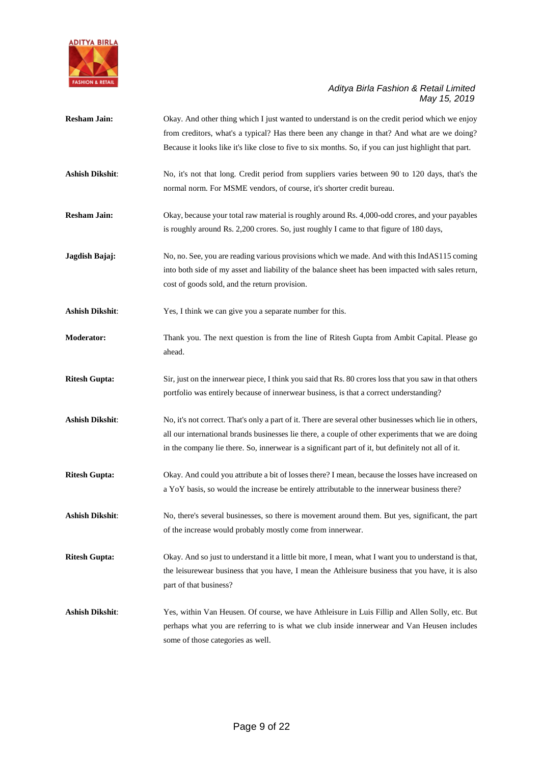**Resham Jain:** Okay. And other thing which I just wanted to understand is on the credit period which we enjoy from creditors, what's a typical? Has there been any change in that? And what are we doing? Because it looks like it's like close to five to six months. So, if you can just highlight that part.

**Ashish Dikshit**: No, it's not that long. Credit period from suppliers varies between 90 to 120 days, that's the normal norm. For MSME vendors, of course, it's shorter credit bureau.

**Resham Jain:** Okay, because your total raw material is roughly around Rs. 4,000-odd crores, and your payables is roughly around Rs. 2,200 crores. So, just roughly I came to that figure of 180 days,

**Jagdish Bajaj:** No, no. See, you are reading various provisions which we made. And with this IndAS115 coming into both side of my asset and liability of the balance sheet has been impacted with sales return, cost of goods sold, and the return provision.

**Ashish Dikshit**: Yes, I think we can give you a separate number for this.

**Moderator:** Thank you. The next question is from the line of Ritesh Gupta from Ambit Capital. Please go ahead.

**Ritesh Gupta:** Sir, just on the innerwear piece, I think you said that Rs. 80 crores loss that you saw in that others portfolio was entirely because of innerwear business, is that a correct understanding?

**Ashish Dikshit**: No, it's not correct. That's only a part of it. There are several other businesses which lie in others, all our international brands businesses lie there, a couple of other experiments that we are doing in the company lie there. So, innerwear is a significant part of it, but definitely not all of it.

**Ritesh Gupta:** Okay. And could you attribute a bit of losses there? I mean, because the losses have increased on a YoY basis, so would the increase be entirely attributable to the innerwear business there?

**Ashish Dikshit**: No, there's several businesses, so there is movement around them. But yes, significant, the part of the increase would probably mostly come from innerwear.

**Ritesh Gupta:** Okay. And so just to understand it a little bit more, I mean, what I want you to understand is that, the leisurewear business that you have, I mean the Athleisure business that you have, it is also part of that business?

**Ashish Dikshit**: Yes, within Van Heusen. Of course, we have Athleisure in Luis Fillip and Allen Solly, etc. But perhaps what you are referring to is what we club inside innerwear and Van Heusen includes some of those categories as well.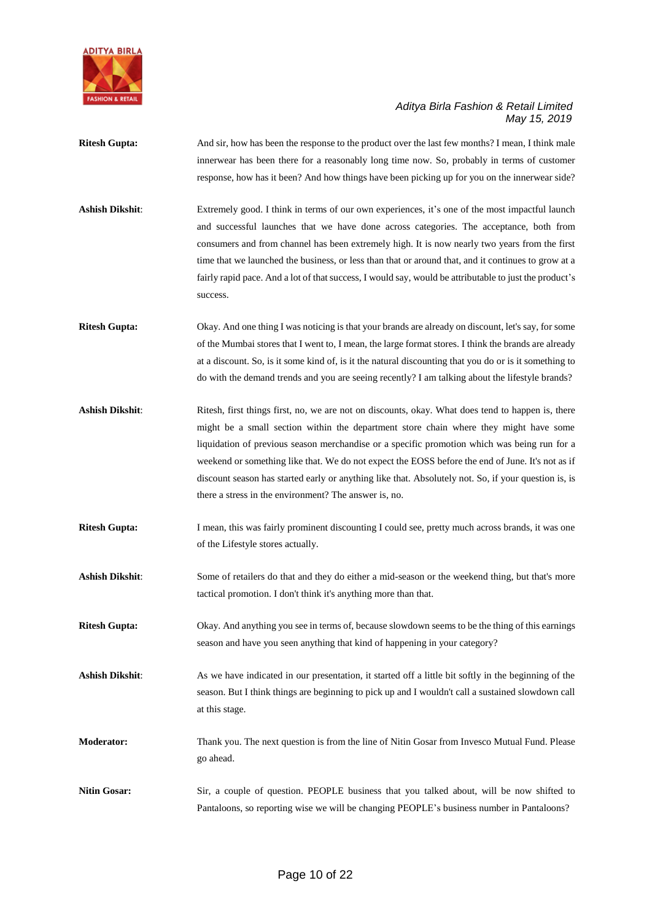**Ritesh Gupta:** And sir, how has been the response to the product over the last few months? I mean, I think male innerwear has been there for a reasonably long time now. So, probably in terms of customer response, how has it been? And how things have been picking up for you on the innerwear side?

**Ashish Dikshit**: Extremely good. I think in terms of our own experiences, it's one of the most impactful launch and successful launches that we have done across categories. The acceptance, both from consumers and from channel has been extremely high. It is now nearly two years from the first time that we launched the business, or less than that or around that, and it continues to grow at a fairly rapid pace. And a lot of that success, I would say, would be attributable to just the product's success.

**Ritesh Gupta:** Okay. And one thing I was noticing is that your brands are already on discount, let's say, for some of the Mumbai stores that I went to, I mean, the large format stores. I think the brands are already at a discount. So, is it some kind of, is it the natural discounting that you do or is it something to do with the demand trends and you are seeing recently? I am talking about the lifestyle brands?

**Ashish Dikshit**: Ritesh, first things first, no, we are not on discounts, okay. What does tend to happen is, there might be a small section within the department store chain where they might have some liquidation of previous season merchandise or a specific promotion which was being run for a weekend or something like that. We do not expect the EOSS before the end of June. It's not as if discount season has started early or anything like that. Absolutely not. So, if your question is, is there a stress in the environment? The answer is, no.

**Ritesh Gupta:** I mean, this was fairly prominent discounting I could see, pretty much across brands, it was one of the Lifestyle stores actually.

**Ashish Dikshit**: Some of retailers do that and they do either a mid-season or the weekend thing, but that's more tactical promotion. I don't think it's anything more than that.

**Ritesh Gupta:** Okay. And anything you see in terms of, because slowdown seems to be the thing of this earnings season and have you seen anything that kind of happening in your category?

**Ashish Dikshit**: As we have indicated in our presentation, it started off a little bit softly in the beginning of the season. But I think things are beginning to pick up and I wouldn't call a sustained slowdown call at this stage.

**Moderator:** Thank you. The next question is from the line of Nitin Gosar from Invesco Mutual Fund. Please go ahead.

**Nitin Gosar:** Sir, a couple of question. PEOPLE business that you talked about, will be now shifted to Pantaloons, so reporting wise we will be changing PEOPLE's business number in Pantaloons?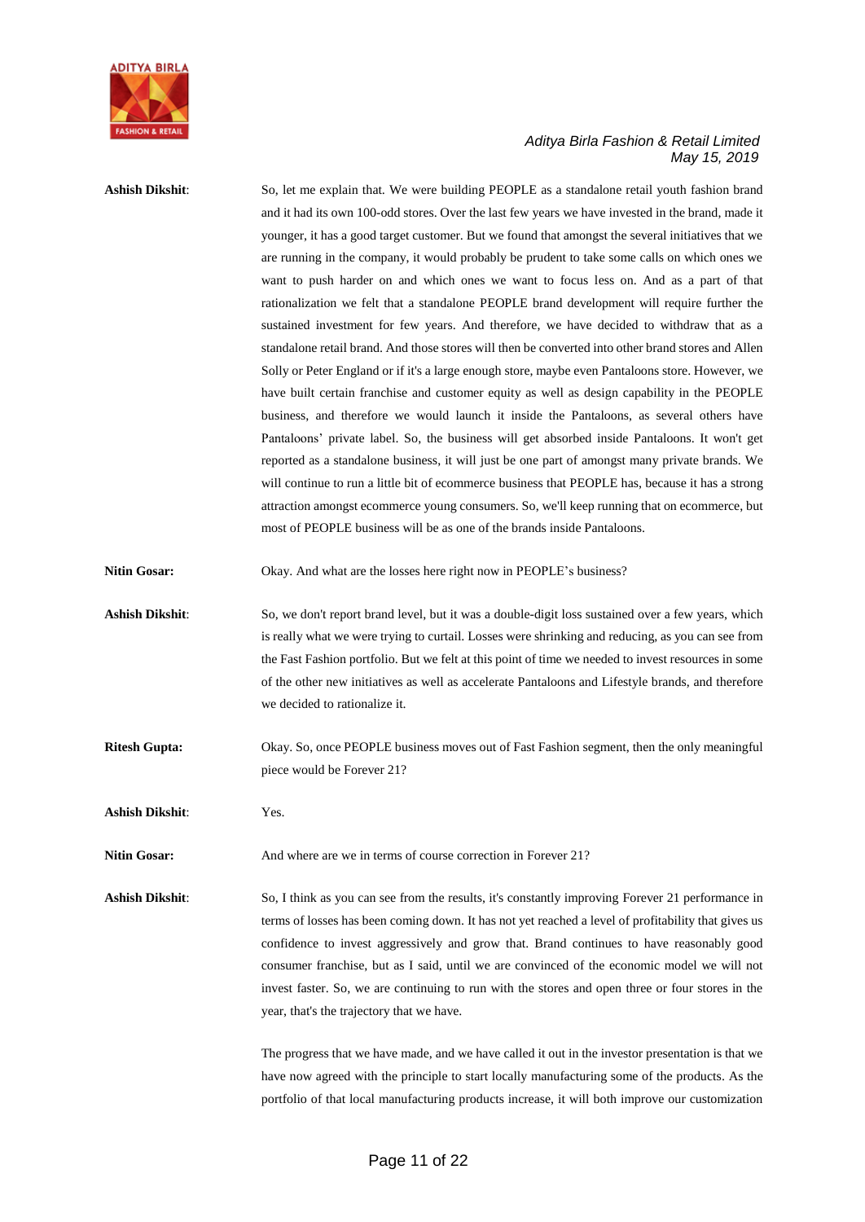**Ashish Dikshit**: So, let me explain that. We were building PEOPLE as a standalone retail youth fashion brand and it had its own 100-odd stores. Over the last few years we have invested in the brand, made it younger, it has a good target customer. But we found that amongst the several initiatives that we are running in the company, it would probably be prudent to take some calls on which ones we want to push harder on and which ones we want to focus less on. And as a part of that rationalization we felt that a standalone PEOPLE brand development will require further the sustained investment for few years. And therefore, we have decided to withdraw that as a standalone retail brand. And those stores will then be converted into other brand stores and Allen Solly or Peter England or if it's a large enough store, maybe even Pantaloons store. However, we have built certain franchise and customer equity as well as design capability in the PEOPLE business, and therefore we would launch it inside the Pantaloons, as several others have Pantaloons' private label. So, the business will get absorbed inside Pantaloons. It won't get reported as a standalone business, it will just be one part of amongst many private brands. We will continue to run a little bit of ecommerce business that PEOPLE has, because it has a strong attraction amongst ecommerce young consumers. So, we'll keep running that on ecommerce, but most of PEOPLE business will be as one of the brands inside Pantaloons.

**Nitin Gosar:** Okay. And what are the losses here right now in PEOPLE's business?

**Ashish Dikshit**: So, we don't report brand level, but it was a double-digit loss sustained over a few years, which is really what we were trying to curtail. Losses were shrinking and reducing, as you can see from the Fast Fashion portfolio. But we felt at this point of time we needed to invest resources in some of the other new initiatives as well as accelerate Pantaloons and Lifestyle brands, and therefore we decided to rationalize it.

**Ritesh Gupta:** Okay. So, once PEOPLE business moves out of Fast Fashion segment, then the only meaningful piece would be Forever 21?

**Ashish Dikshit**: Yes.

**Nitin Gosar:** And where are we in terms of course correction in Forever 21?

**Ashish Dikshit**: So, I think as you can see from the results, it's constantly improving Forever 21 performance in terms of losses has been coming down. It has not yet reached a level of profitability that gives us confidence to invest aggressively and grow that. Brand continues to have reasonably good consumer franchise, but as I said, until we are convinced of the economic model we will not invest faster. So, we are continuing to run with the stores and open three or four stores in the year, that's the trajectory that we have.

The progress that we have made, and we have called it out in the investor presentation is that we have now agreed with the principle to start locally manufacturing some of the products. As the portfolio of that local manufacturing products increase, it will both improve our customization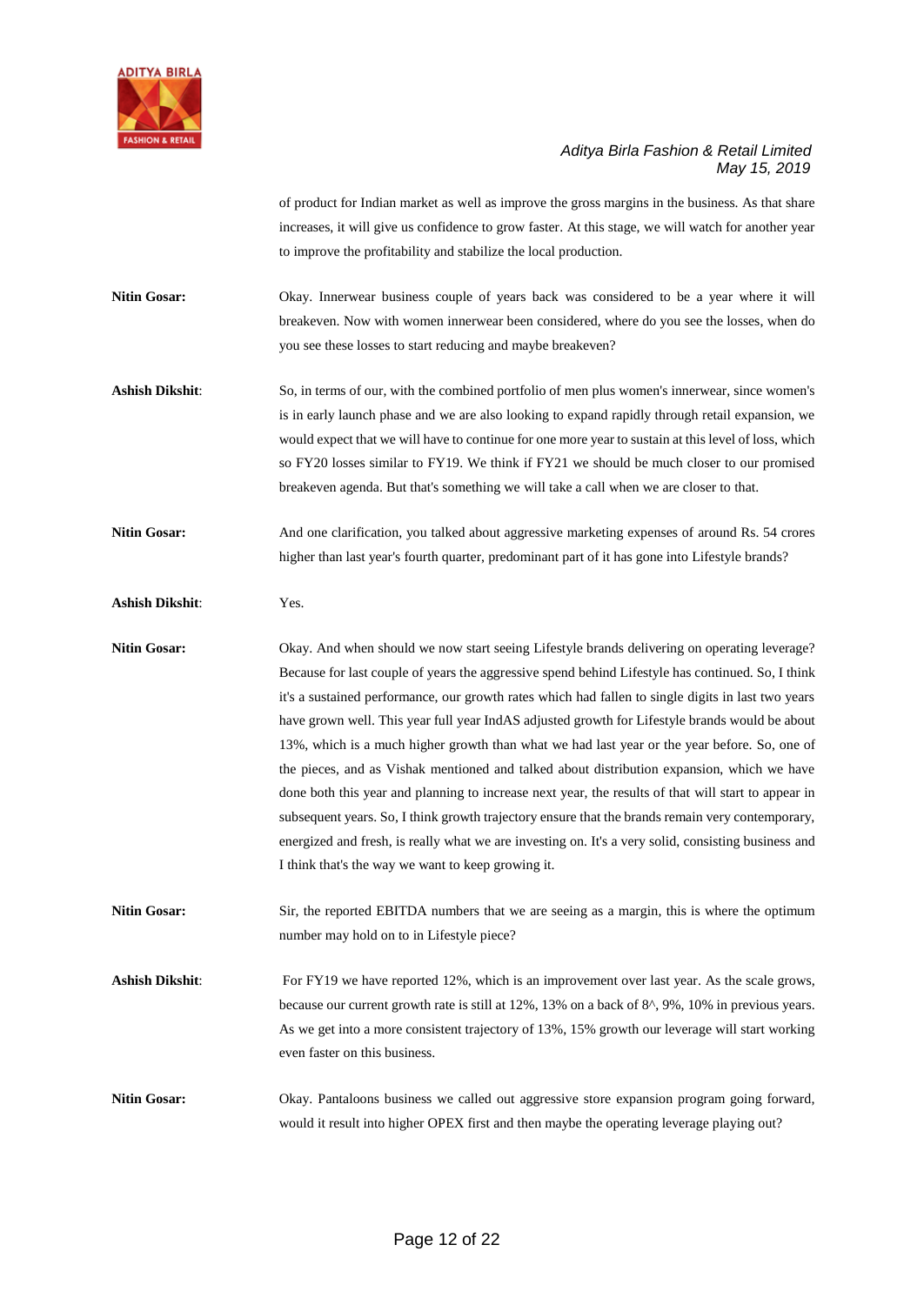of product for Indian market as well as improve the gross margins in the business. As that share increases, it will give us confidence to grow faster. At this stage, we will watch for another year to improve the profitability and stabilize the local production.

**Nitin Gosar:** Okay. Innerwear business couple of years back was considered to be a year where it will breakeven. Now with women innerwear been considered, where do you see the losses, when do you see these losses to start reducing and maybe breakeven?

**Ashish Dikshit**: So, in terms of our, with the combined portfolio of men plus women's innerwear, since women's is in early launch phase and we are also looking to expand rapidly through retail expansion, we would expect that we will have to continue for one more year to sustain at this level of loss, which so FY20 losses similar to FY19. We think if FY21 we should be much closer to our promised breakeven agenda. But that's something we will take a call when we are closer to that.

**Nitin Gosar:** And one clarification, you talked about aggressive marketing expenses of around Rs. 54 crores higher than last year's fourth quarter, predominant part of it has gone into Lifestyle brands?

**Ashish Dikshit**: Yes.

**Nitin Gosar:** Okay. And when should we now start seeing Lifestyle brands delivering on operating leverage? Because for last couple of years the aggressive spend behind Lifestyle has continued. So, I think it's a sustained performance, our growth rates which had fallen to single digits in last two years have grown well. This year full year IndAS adjusted growth for Lifestyle brands would be about 13%, which is a much higher growth than what we had last year or the year before. So, one of the pieces, and as Vishak mentioned and talked about distribution expansion, which we have done both this year and planning to increase next year, the results of that will start to appear in subsequent years. So, I think growth trajectory ensure that the brands remain very contemporary, energized and fresh, is really what we are investing on. It's a very solid, consisting business and I think that's the way we want to keep growing it.

**Nitin Gosar:** Sir, the reported EBITDA numbers that we are seeing as a margin, this is where the optimum number may hold on to in Lifestyle piece?

**Ashish Dikshit**: For FY19 we have reported 12%, which is an improvement over last year. As the scale grows, because our current growth rate is still at 12%, 13% on a back of 8^, 9%, 10% in previous years. As we get into a more consistent trajectory of 13%, 15% growth our leverage will start working even faster on this business.

**Nitin Gosar:** Okay. Pantaloons business we called out aggressive store expansion program going forward, would it result into higher OPEX first and then maybe the operating leverage playing out?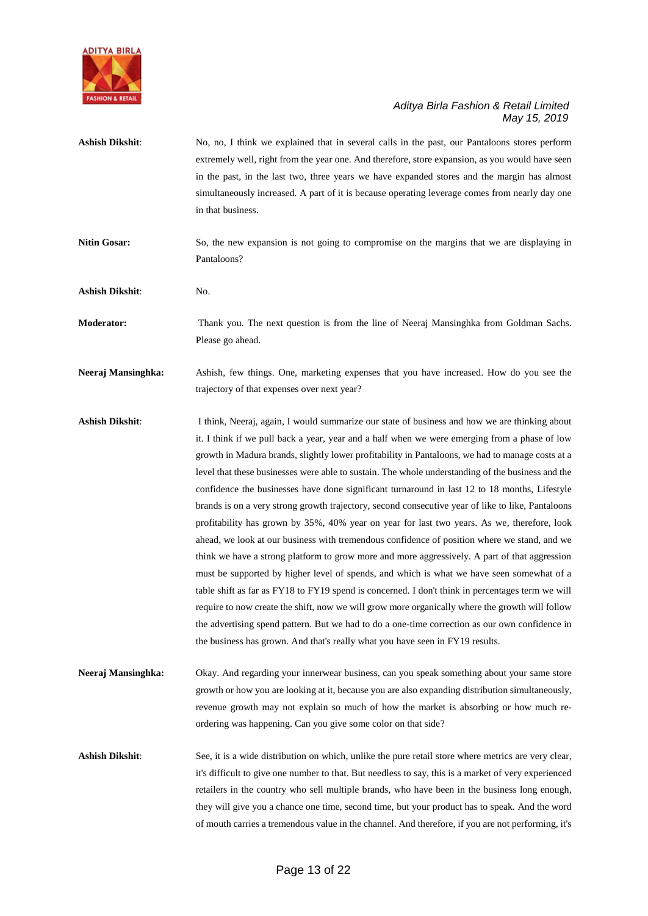**Ashish Dikshit**: No, no, I think we explained that in several calls in the past, our Pantaloons stores perform extremely well, right from the year one. And therefore, store expansion, as you would have seen in the past, in the last two, three years we have expanded stores and the margin has almost simultaneously increased. A part of it is because operating leverage comes from nearly day one in that business.

**Nitin Gosar:** So, the new expansion is not going to compromise on the margins that we are displaying in Pantaloons?

**Ashish Dikshit**: No.

**Moderator:** Thank you. The next question is from the line of Neeraj Mansinghka from Goldman Sachs. Please go ahead.

**Neeraj Mansinghka:** Ashish, few things. One, marketing expenses that you have increased. How do you see the trajectory of that expenses over next year?

**Ashish Dikshit**: I think, Neeraj, again, I would summarize our state of business and how we are thinking about it. I think if we pull back a year, year and a half when we were emerging from a phase of low growth in Madura brands, slightly lower profitability in Pantaloons, we had to manage costs at a level that these businesses were able to sustain. The whole understanding of the business and the confidence the businesses have done significant turnaround in last 12 to 18 months, Lifestyle brands is on a very strong growth trajectory, second consecutive year of like to like, Pantaloons profitability has grown by 35%, 40% year on year for last two years. As we, therefore, look ahead, we look at our business with tremendous confidence of position where we stand, and we think we have a strong platform to grow more and more aggressively. A part of that aggression must be supported by higher level of spends, and which is what we have seen somewhat of a table shift as far as FY18 to FY19 spend is concerned. I don't think in percentages term we will require to now create the shift, now we will grow more organically where the growth will follow the advertising spend pattern. But we had to do a one-time correction as our own confidence in the business has grown. And that's really what you have seen in FY19 results.

**Neeraj Mansinghka:** Okay. And regarding your innerwear business, can you speak something about your same store growth or how you are looking at it, because you are also expanding distribution simultaneously, revenue growth may not explain so much of how the market is absorbing or how much re-ordering was happening. Can you give some color on that side?

**Ashish Dikshit**: See, it is a wide distribution on which, unlike the pure retail store where metrics are very clear, it's difficult to give one number to that. But needless to say, this is a market of very experienced retailers in the country who sell multiple brands, who have been in the business long enough, they will give you a chance one time, second time, but your product has to speak. And the word of mouth carries a tremendous value in the channel. And therefore, if you are not performing, it's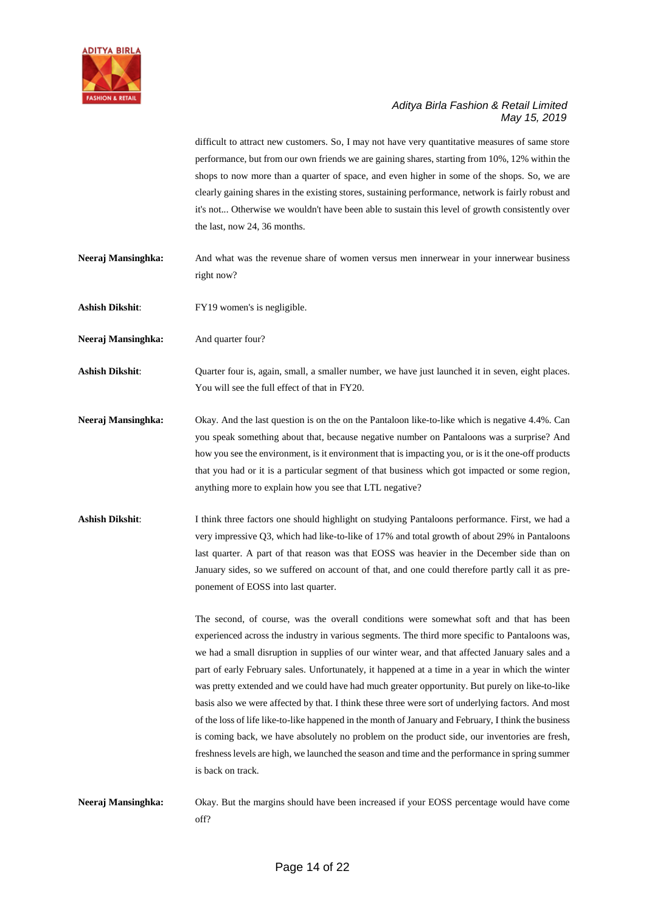difficult to attract new customers. So, I may not have very quantitative measures of same store performance, but from our own friends we are gaining shares, starting from 10%, 12% within the shops to now more than a quarter of space, and even higher in some of the shops. So, we are clearly gaining shares in the existing stores, sustaining performance, network is fairly robust and it's not... Otherwise we wouldn't have been able to sustain this level of growth consistently over the last, now 24, 36 months.

**Neeraj Mansinghka:** And what was the revenue share of women versus men innerwear in your innerwear business right now?

**Ashish Dikshit**: FY19 women's is negligible.

**Neeraj Mansinghka:** And quarter four?

**Ashish Dikshit**: Quarter four is, again, small, a smaller number, we have just launched it in seven, eight places. You will see the full effect of that in FY20.

**Neeraj Mansinghka:** Okay. And the last question is on the on the Pantaloon like-to-like which is negative 4.4%. Can you speak something about that, because negative number on Pantaloons was a surprise? And how you see the environment, is it environment that is impacting you, or is it the one-off products that you had or it is a particular segment of that business which got impacted or some region, anything more to explain how you see that LTL negative?

**Ashish Dikshit**: I think three factors one should highlight on studying Pantaloons performance. First, we had a very impressive Q3, which had like-to-like of 17% and total growth of about 29% in Pantaloons last quarter. A part of that reason was that EOSS was heavier in the December side than on January sides, so we suffered on account of that, and one could therefore partly call it as pre-ponement of EOSS into last quarter.

The second, of course, was the overall conditions were somewhat soft and that has been experienced across the industry in various segments. The third more specific to Pantaloons was, we had a small disruption in supplies of our winter wear, and that affected January sales and a part of early February sales. Unfortunately, it happened at a time in a year in which the winter was pretty extended and we could have had much greater opportunity. But purely on like-to-like basis also we were affected by that. I think these three were sort of underlying factors. And most of the loss of life like-to-like happened in the month of January and February, I think the business is coming back, we have absolutely no problem on the product side, our inventories are fresh, freshness levels are high, we launched the season and time and the performance in spring summer is back on track.

**Neeraj Mansinghka:** Okay. But the margins should have been increased if your EOSS percentage would have come off?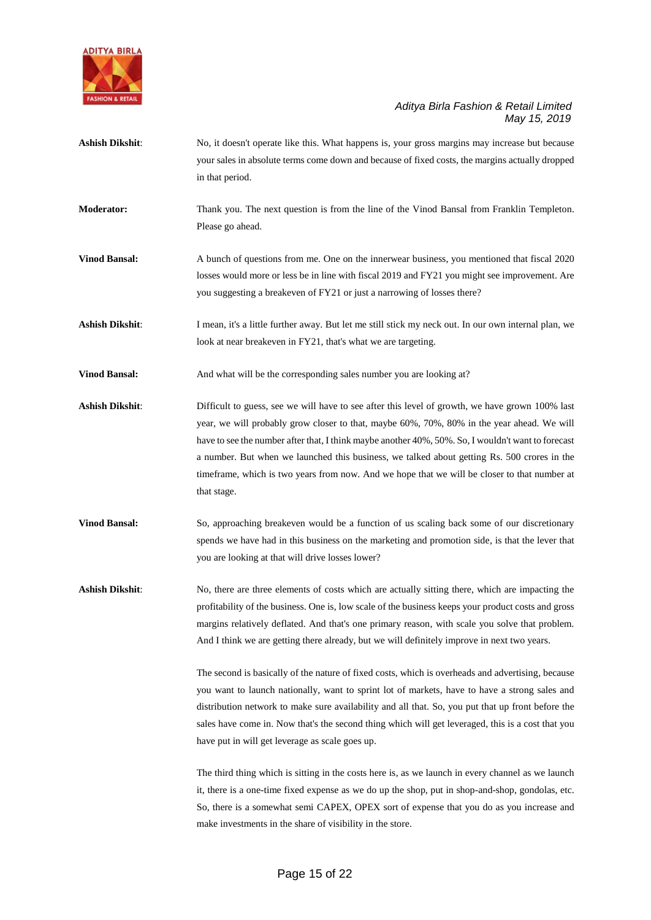**Ashish Dikshit**: No, it doesn't operate like this. What happens is, your gross margins may increase but because your sales in absolute terms come down and because of fixed costs, the margins actually dropped in that period.

**Moderator:** Thank you. The next question is from the line of the Vinod Bansal from Franklin Templeton. Please go ahead.

**Vinod Bansal:** A bunch of questions from me. One on the innerwear business, you mentioned that fiscal 2020 losses would more or less be in line with fiscal 2019 and FY21 you might see improvement. Are you suggesting a breakeven of FY21 or just a narrowing of losses there?

**Ashish Dikshit**: I mean, it's a little further away. But let me still stick my neck out. In our own internal plan, we look at near breakeven in FY21, that's what we are targeting.

**Vinod Bansal:** And what will be the corresponding sales number you are looking at?

**Ashish Dikshit**: Difficult to guess, see we will have to see after this level of growth, we have grown 100% last year, we will probably grow closer to that, maybe 60%, 70%, 80% in the year ahead. We will have to see the number after that, I think maybe another 40%, 50%. So, I wouldn't want to forecast a number. But when we launched this business, we talked about getting Rs. 500 crores in the timeframe, which is two years from now. And we hope that we will be closer to that number at that stage.

**Vinod Bansal:** So, approaching breakeven would be a function of us scaling back some of our discretionary spends we have had in this business on the marketing and promotion side, is that the lever that you are looking at that will drive losses lower?

**Ashish Dikshit**: No, there are three elements of costs which are actually sitting there, which are impacting the profitability of the business. One is, low scale of the business keeps your product costs and gross margins relatively deflated. And that's one primary reason, with scale you solve that problem. And I think we are getting there already, but we will definitely improve in next two years.

The second is basically of the nature of fixed costs, which is overheads and advertising, because you want to launch nationally, want to sprint lot of markets, have to have a strong sales and distribution network to make sure availability and all that. So, you put that up front before the sales have come in. Now that's the second thing which will get leveraged, this is a cost that you have put in will get leverage as scale goes up.

The third thing which is sitting in the costs here is, as we launch in every channel as we launch it, there is a one-time fixed expense as we do up the shop, put in shop-and-shop, gondolas, etc. So, there is a somewhat semi CAPEX, OPEX sort of expense that you do as you increase and make investments in the share of visibility in the store.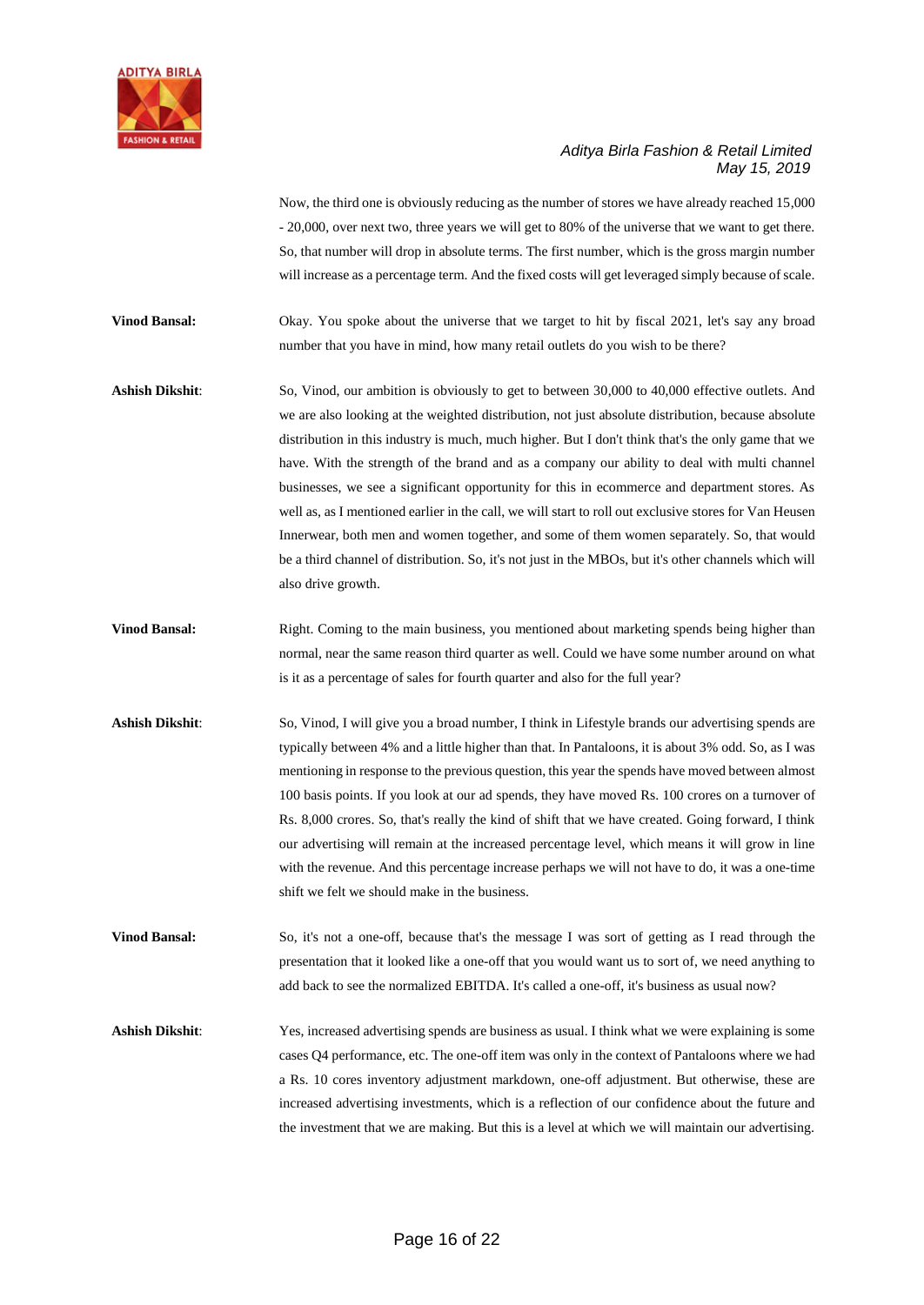Now, the third one is obviously reducing as the number of stores we have already reached 15,000 - 20,000, over next two, three years we will get to 80% of the universe that we want to get there. So, that number will drop in absolute terms. The first number, which is the gross margin number will increase as a percentage term. And the fixed costs will get leveraged simply because of scale.

**Vinod Bansal:** Okay. You spoke about the universe that we target to hit by fiscal 2021, let's say any broad number that you have in mind, how many retail outlets do you wish to be there?

**Ashish Dikshit**: So, Vinod, our ambition is obviously to get to between 30,000 to 40,000 effective outlets. And we are also looking at the weighted distribution, not just absolute distribution, because absolute distribution in this industry is much, much higher. But I don't think that's the only game that we have. With the strength of the brand and as a company our ability to deal with multi channel businesses, we see a significant opportunity for this in ecommerce and department stores. As well as, as I mentioned earlier in the call, we will start to roll out exclusive stores for Van Heusen Innerwear, both men and women together, and some of them women separately. So, that would be a third channel of distribution. So, it's not just in the MBOs, but it's other channels which will also drive growth.

**Vinod Bansal:** Right. Coming to the main business, you mentioned about marketing spends being higher than normal, near the same reason third quarter as well. Could we have some number around on what is it as a percentage of sales for fourth quarter and also for the full year?

**Ashish Dikshit**: So, Vinod, I will give you a broad number, I think in Lifestyle brands our advertising spends are typically between 4% and a little higher than that. In Pantaloons, it is about 3% odd. So, as I was mentioning in response to the previous question, this year the spends have moved between almost 100 basis points. If you look at our ad spends, they have moved Rs. 100 crores on a turnover of Rs. 8,000 crores. So, that's really the kind of shift that we have created. Going forward, I think our advertising will remain at the increased percentage level, which means it will grow in line with the revenue. And this percentage increase perhaps we will not have to do, it was a one-time shift we felt we should make in the business.

**Vinod Bansal:** So, it's not a one-off, because that's the message I was sort of getting as I read through the presentation that it looked like a one-off that you would want us to sort of, we need anything to add back to see the normalized EBITDA. It's called a one-off, it's business as usual now?

**Ashish Dikshit**: Yes, increased advertising spends are business as usual. I think what we were explaining is some cases Q4 performance, etc. The one-off item was only in the context of Pantaloons where we had a Rs. 10 cores inventory adjustment markdown, one-off adjustment. But otherwise, these are increased advertising investments, which is a reflection of our confidence about the future and the investment that we are making. But this is a level at which we will maintain our advertising.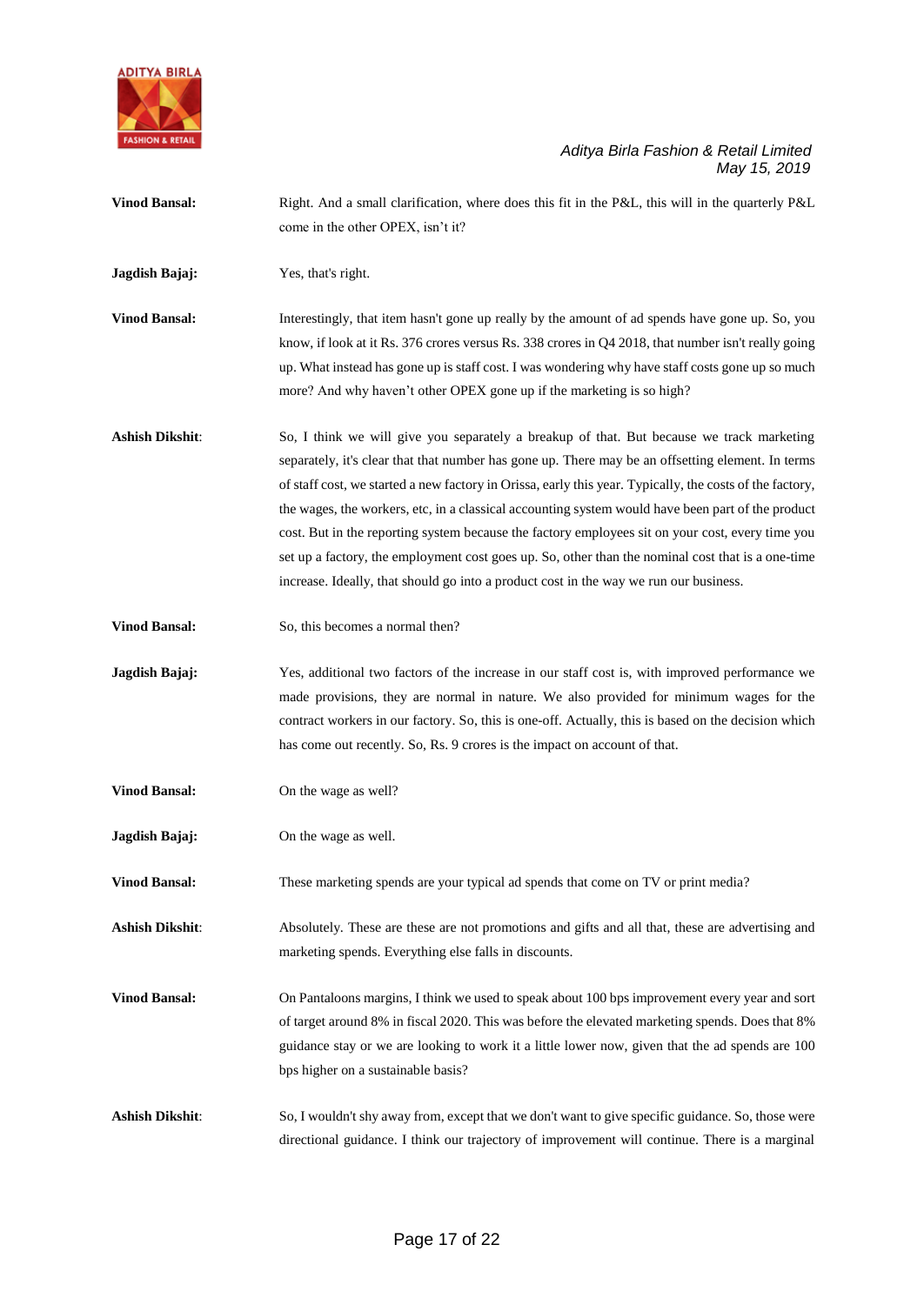**Vinod Bansal:** Right. And a small clarification, where does this fit in the P&L, this will in the quarterly P&L come in the other OPEX, isn't it?

**Jagdish Bajaj:** Yes, that's right.

**Vinod Bansal:** Interestingly, that item hasn't gone up really by the amount of ad spends have gone up. So, you know, if look at it Rs. 376 crores versus Rs. 338 crores in Q4 2018, that number isn't really going up. What instead has gone up is staff cost. I was wondering why have staff costs gone up so much more? And why haven't other OPEX gone up if the marketing is so high?

**Ashish Dikshit:** So, I think we will give you separately a breakup of that. But because we track marketing separately, it's clear that that number has gone up. There may be an offsetting element. In terms of staff cost, we started a new factory in Orissa, early this year. Typically, the costs of the factory, the wages, the workers, etc, in a classical accounting system would have been part of the product cost. But in the reporting system because the factory employees sit on your cost, every time you set up a factory, the employment cost goes up. So, other than the nominal cost that is a one-time increase. Ideally, that should go into a product cost in the way we run our business.

**Vinod Bansal:** So, this becomes a normal then?

**Jagdish Bajaj:** Yes, additional two factors of the increase in our staff cost is, with improved performance we made provisions, they are normal in nature. We also provided for minimum wages for the contract workers in our factory. So, this is one-off. Actually, this is based on the decision which has come out recently. So, Rs. 9 crores is the impact on account of that.

**Vinod Bansal:** On the wage as well?

**Jagdish Bajaj:** On the wage as well.

**Vinod Bansal:** These marketing spends are your typical ad spends that come on TV or print media?

**Ashish Dikshit:** Absolutely. These are these are not promotions and gifts and all that, these are advertising and marketing spends. Everything else falls in discounts.

**Vinod Bansal:** On Pantaloons margins, I think we used to speak about 100 bps improvement every year and sort of target around 8% in fiscal 2020. This was before the elevated marketing spends. Does that 8% guidance stay or we are looking to work it a little lower now, given that the ad spends are 100 bps higher on a sustainable basis?

**Ashish Dikshit:** So, I wouldn't shy away from, except that we don't want to give specific guidance. So, those were directional guidance. I think our trajectory of improvement will continue. There is a marginal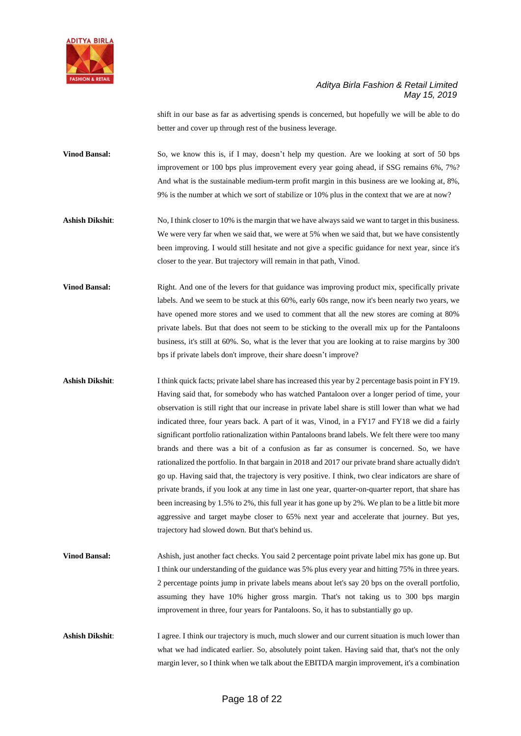shift in our base as far as advertising spends is concerned, but hopefully we will be able to do better and cover up through rest of the business leverage.

**Vinod Bansal:** So, we know this is, if I may, doesn't help my question. Are we looking at sort of 50 bps improvement or 100 bps plus improvement every year going ahead, if SSG remains 6%, 7%? And what is the sustainable medium-term profit margin in this business are we looking at, 8%, 9% is the number at which we sort of stabilize or 10% plus in the context that we are at now?

**Ashish Dikshit**: No, I think closer to 10% is the margin that we have always said we want to target in this business. We were very far when we said that, we were at 5% when we said that, but we have consistently been improving. I would still hesitate and not give a specific guidance for next year, since it's closer to the year. But trajectory will remain in that path, Vinod.

**Vinod Bansal:** Right. And one of the levers for that guidance was improving product mix, specifically private labels. And we seem to be stuck at this 60%, early 60s range, now it's been nearly two years, we have opened more stores and we used to comment that all the new stores are coming at 80% private labels. But that does not seem to be sticking to the overall mix up for the Pantaloons business, it's still at 60%. So, what is the lever that you are looking at to raise margins by 300 bps if private labels don't improve, their share doesn't improve?

**Ashish Dikshit**: I think quick facts; private label share has increased this year by 2 percentage basis point in FY19. Having said that, for somebody who has watched Pantaloon over a longer period of time, your observation is still right that our increase in private label share is still lower than what we had indicated three, four years back. A part of it was, Vinod, in a FY17 and FY18 we did a fairly significant portfolio rationalization within Pantaloons brand labels. We felt there were too many brands and there was a bit of a confusion as far as consumer is concerned. So, we have rationalized the portfolio. In that bargain in 2018 and 2017 our private brand share actually didn't go up. Having said that, the trajectory is very positive. I think, two clear indicators are share of private brands, if you look at any time in last one year, quarter-on-quarter report, that share has been increasing by 1.5% to 2%, this full year it has gone up by 2%. We plan to be a little bit more aggressive and target maybe closer to 65% next year and accelerate that journey. But yes, trajectory had slowed down. But that's behind us.

**Vinod Bansal:** Ashish, just another fact checks. You said 2 percentage point private label mix has gone up. But I think our understanding of the guidance was 5% plus every year and hitting 75% in three years. 2 percentage points jump in private labels means about let's say 20 bps on the overall portfolio, assuming they have 10% higher gross margin. That's not taking us to 300 bps margin improvement in three, four years for Pantaloons. So, it has to substantially go up.

**Ashish Dikshit**: I agree. I think our trajectory is much, much slower and our current situation is much lower than what we had indicated earlier. So, absolutely point taken. Having said that, that's not the only margin lever, so I think when we talk about the EBITDA margin improvement, it's a combination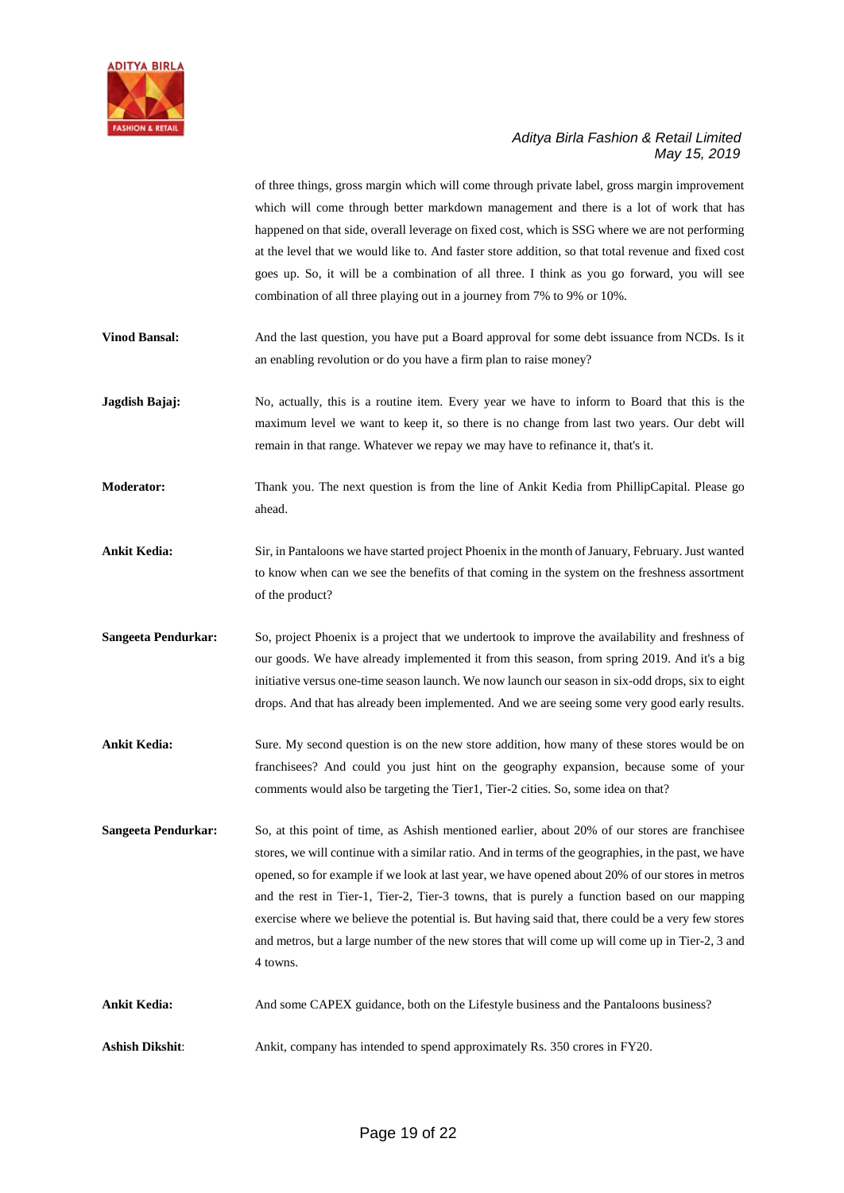of three things, gross margin which will come through private label, gross margin improvement which will come through better markdown management and there is a lot of work that has happened on that side, overall leverage on fixed cost, which is SSG where we are not performing at the level that we would like to. And faster store addition, so that total revenue and fixed cost goes up. So, it will be a combination of all three. I think as you go forward, you will see combination of all three playing out in a journey from 7% to 9% or 10%.

**Vinod Bansal:** And the last question, you have put a Board approval for some debt issuance from NCDs. Is it an enabling revolution or do you have a firm plan to raise money?

**Jagdish Bajaj:** No, actually, this is a routine item. Every year we have to inform to Board that this is the maximum level we want to keep it, so there is no change from last two years. Our debt will remain in that range. Whatever we repay we may have to refinance it, that's it.

**Moderator:** Thank you. The next question is from the line of Ankit Kedia from PhillipCapital. Please go ahead.

**Ankit Kedia:** Sir, in Pantaloons we have started project Phoenix in the month of January, February. Just wanted to know when can we see the benefits of that coming in the system on the freshness assortment of the product?

**Sangeeta Pendurkar:** So, project Phoenix is a project that we undertook to improve the availability and freshness of our goods. We have already implemented it from this season, from spring 2019. And it's a big initiative versus one-time season launch. We now launch our season in six-odd drops, six to eight drops. And that has already been implemented. And we are seeing some very good early results.

**Ankit Kedia:** Sure. My second question is on the new store addition, how many of these stores would be on franchisees? And could you just hint on the geography expansion, because some of your comments would also be targeting the Tier1, Tier-2 cities. So, some idea on that?

**Sangeeta Pendurkar:** So, at this point of time, as Ashish mentioned earlier, about 20% of our stores are franchisee stores, we will continue with a similar ratio. And in terms of the geographies, in the past, we have opened, so for example if we look at last year, we have opened about 20% of our stores in metros and the rest in Tier-1, Tier-2, Tier-3 towns, that is purely a function based on our mapping exercise where we believe the potential is. But having said that, there could be a very few stores and metros, but a large number of the new stores that will come up will come up in Tier-2, 3 and 4 towns.

**Ankit Kedia:** And some CAPEX guidance, both on the Lifestyle business and the Pantaloons business?

**Ashish Dikshit:** Ankit, company has intended to spend approximately Rs. 350 crores in FY20.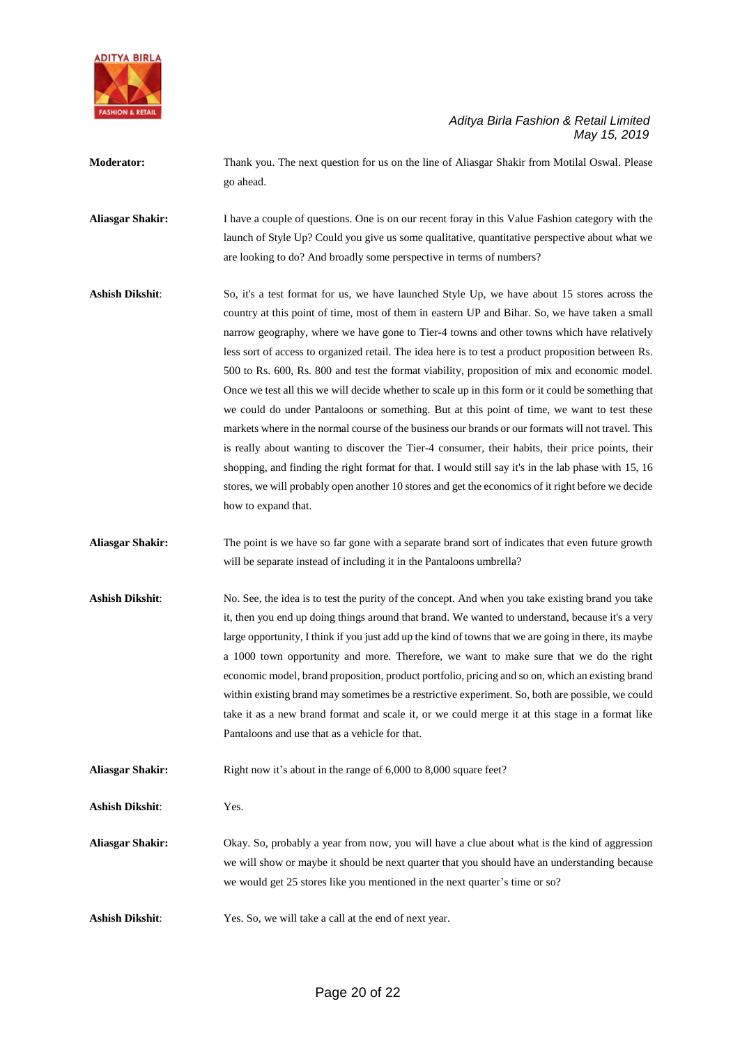**Moderator:** Thank you. The next question for us on the line of Aliasgar Shakir from Motilal Oswal. Please go ahead.

**Aliasgar Shakir:** I have a couple of questions. One is on our recent foray in this Value Fashion category with the launch of Style Up? Could you give us some qualitative, quantitative perspective about what we are looking to do? And broadly some perspective in terms of numbers?

**Ashish Dikshit**: So, it's a test format for us, we have launched Style Up, we have about 15 stores across the country at this point of time, most of them in eastern UP and Bihar. So, we have taken a small narrow geography, where we have gone to Tier-4 towns and other towns which have relatively less sort of access to organized retail. The idea here is to test a product proposition between Rs. 500 to Rs. 600, Rs. 800 and test the format viability, proposition of mix and economic model. Once we test all this we will decide whether to scale up in this form or it could be something that we could do under Pantaloons or something. But at this point of time, we want to test these markets where in the normal course of the business our brands or our formats will not travel. This is really about wanting to discover the Tier-4 consumer, their habits, their price points, their shopping, and finding the right format for that. I would still say it's in the lab phase with 15, 16 stores, we will probably open another 10 stores and get the economics of it right before we decide how to expand that.

**Aliasgar Shakir:** The point is we have so far gone with a separate brand sort of indicates that even future growth will be separate instead of including it in the Pantaloons umbrella?

**Ashish Dikshit**: No. See, the idea is to test the purity of the concept. And when you take existing brand you take it, then you end up doing things around that brand. We wanted to understand, because it's a very large opportunity, I think if you just add up the kind of towns that we are going in there, its maybe a 1000 town opportunity and more. Therefore, we want to make sure that we do the right economic model, brand proposition, product portfolio, pricing and so on, which an existing brand within existing brand may sometimes be a restrictive experiment. So, both are possible, we could take it as a new brand format and scale it, or we could merge it at this stage in a format like Pantaloons and use that as a vehicle for that.

**Aliasgar Shakir:** Right now it's about in the range of 6,000 to 8,000 square feet?

**Ashish Dikshit**: Yes.

**Aliasgar Shakir:** Okay. So, probably a year from now, you will have a clue about what is the kind of aggression we will show or maybe it should be next quarter that you should have an understanding because we would get 25 stores like you mentioned in the next quarter's time or so?

**Ashish Dikshit**: Yes. So, we will take a call at the end of next year.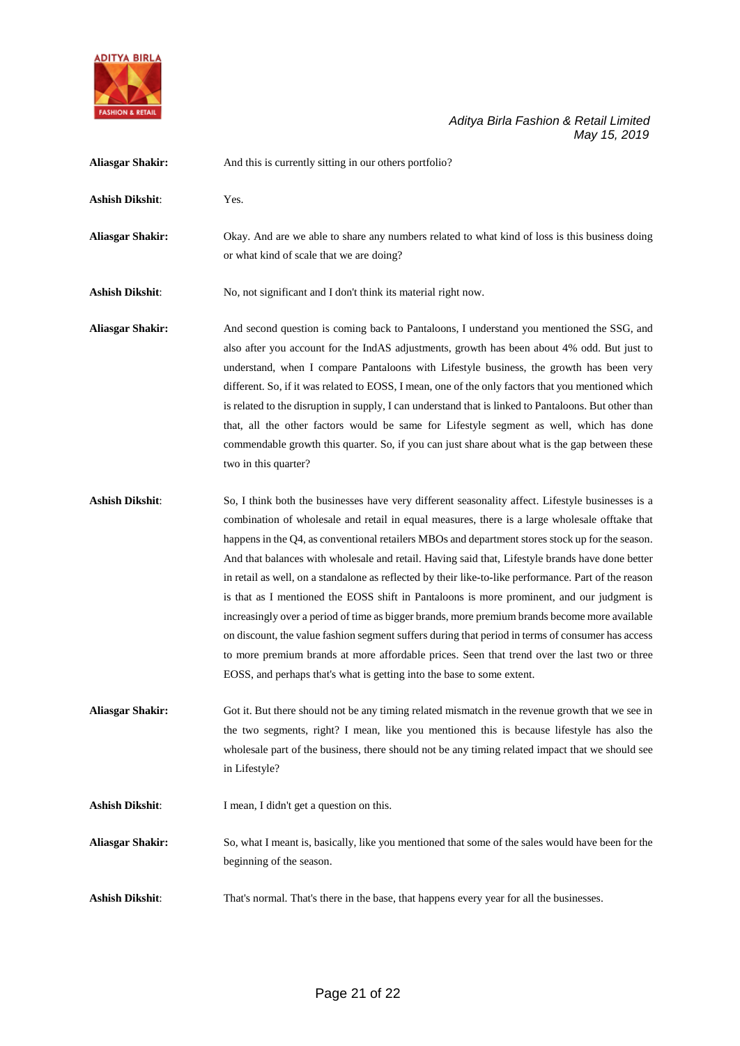**Aliasgar Shakir:** And this is currently sitting in our others portfolio?

**Ashish Dikshit**: Yes.

**Aliasgar Shakir:** Okay. And are we able to share any numbers related to what kind of loss is this business doing or what kind of scale that we are doing?

**Ashish Dikshit**: No, not significant and I don't think its material right now.

**Aliasgar Shakir:** And second question is coming back to Pantaloons, I understand you mentioned the SSG, and also after you account for the IndAS adjustments, growth has been about 4% odd. But just to understand, when I compare Pantaloons with Lifestyle business, the growth has been very different. So, if it was related to EOSS, I mean, one of the only factors that you mentioned which is related to the disruption in supply, I can understand that is linked to Pantaloons. But other than that, all the other factors would be same for Lifestyle segment as well, which has done commendable growth this quarter. So, if you can just share about what is the gap between these two in this quarter?

**Ashish Dikshit**: So, I think both the businesses have very different seasonality affect. Lifestyle businesses is a combination of wholesale and retail in equal measures, there is a large wholesale offtake that happens in the Q4, as conventional retailers MBOs and department stores stock up for the season. And that balances with wholesale and retail. Having said that, Lifestyle brands have done better in retail as well, on a standalone as reflected by their like-to-like performance. Part of the reason is that as I mentioned the EOSS shift in Pantaloons is more prominent, and our judgment is increasingly over a period of time as bigger brands, more premium brands become more available on discount, the value fashion segment suffers during that period in terms of consumer has access to more premium brands at more affordable prices. Seen that trend over the last two or three EOSS, and perhaps that's what is getting into the base to some extent.

**Aliasgar Shakir:** Got it. But there should not be any timing related mismatch in the revenue growth that we see in the two segments, right? I mean, like you mentioned this is because lifestyle has also the wholesale part of the business, there should not be any timing related impact that we should see in Lifestyle?

**Ashish Dikshit**: I mean, I didn't get a question on this.

**Aliasgar Shakir:** So, what I meant is, basically, like you mentioned that some of the sales would have been for the beginning of the season.

**Ashish Dikshit**: That's normal. That's there in the base, that happens every year for all the businesses.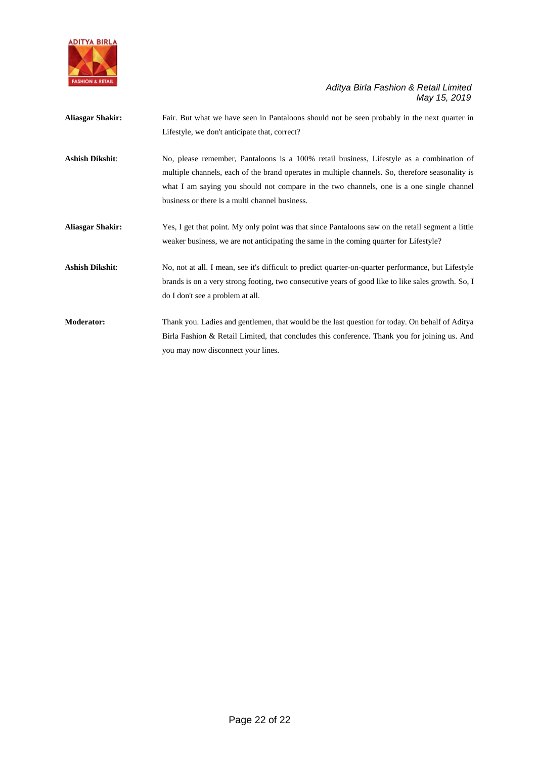**Aliasgar Shakir:** Fair. But what we have seen in Pantaloons should not be seen probably in the next quarter in Lifestyle, we don't anticipate that, correct?

**Ashish Dikshit**: No, please remember, Pantaloons is a 100% retail business, Lifestyle as a combination of multiple channels, each of the brand operates in multiple channels. So, therefore seasonality is what I am saying you should not compare in the two channels, one is a one single channel business or there is a multi channel business.

**Aliasgar Shakir:** Yes, I get that point. My only point was that since Pantaloons saw on the retail segment a little weaker business, we are not anticipating the same in the coming quarter for Lifestyle?

**Ashish Dikshit**: No, not at all. I mean, see it's difficult to predict quarter-on-quarter performance, but Lifestyle brands is on a very strong footing, two consecutive years of good like to like sales growth. So, I do I don't see a problem at all.

**Moderator:** Thank you. Ladies and gentlemen, that would be the last question for today. On behalf of Aditya Birla Fashion & Retail Limited, that concludes this conference. Thank you for joining us. And you may now disconnect your lines.